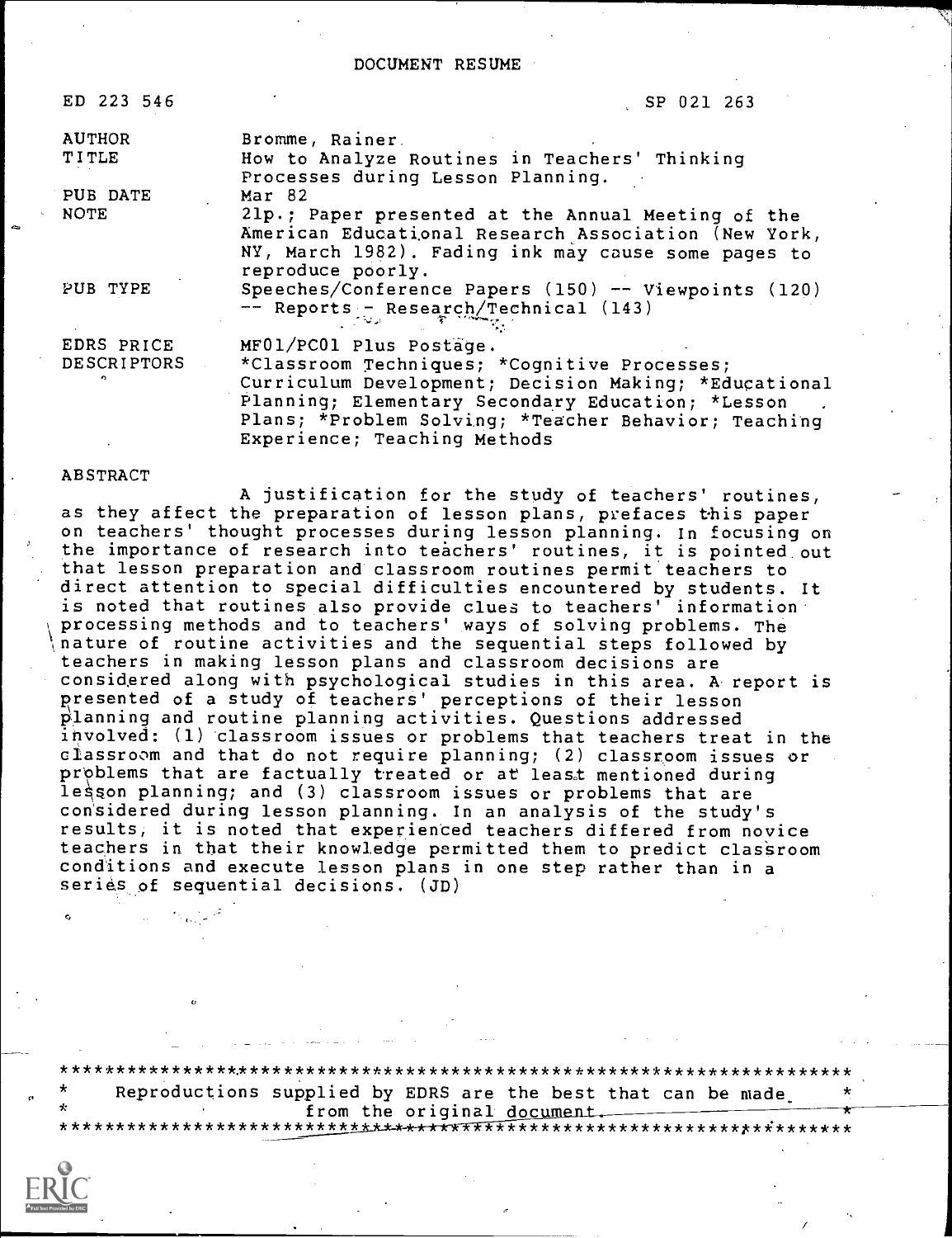# DOCUMENT RESUME

| | |
|---|---|
| ED 223 546 | SP 021 263 |
| AUTHOR | Bromme, Rainer. |
| TITLE | How to Analyze Routines in Teachers' Thinking Processes during Lesson Planning. |
| PUB DATE | Mar 82 |
| NOTE | 21p.; Paper presented at the Annual Meeting of the American Educational Research Association (New York, NY, March 1982). Fading ink may cause some pages to reproduce poorly. |
| PUB TYPE | Speeches/Conference Papers (150) -- Viewpoints (120) -- Reports - Research/Technical (143) |
| EDRS PRICE | MF01/PC01 Plus Postage. |
| DESCRIPTORS | *Classroom Techniques; *Cognitive Processes; Curriculum Development; Decision Making; *Educational Planning; Elementary Secondary Education; *Lesson Plans; *Problem Solving; *Teacher Behavior; Teaching Experience; Teaching Methods |

## ABSTRACT

A justification for the study of teachers' routines, as they affect the preparation of lesson plans, prefaces this paper on teachers' thought processes during lesson planning. In focusing on the importance of research into teachers' routines, it is pointed out that lesson preparation and classroom routines permit teachers to direct attention to special difficulties encountered by students. It is noted that routines also provide clues to teachers' information processing methods and to teachers' ways of solving problems. The nature of routine activities and the sequential steps followed by teachers in making lesson plans and classroom decisions are considered along with psychological studies in this area. A report is presented of a study of teachers' perceptions of their lesson planning and routine planning activities. Questions addressed involved: (1) classroom issues or problems that teachers treat in the classroom and that do not require planning; (2) classroom issues or problems that are factually treated or at least mentioned during lesson planning; and (3) classroom issues or problems that are considered during lesson planning. In an analysis of the study's results, it is noted that experienced teachers differed from novice teachers in that their knowledge permitted them to predict classroom conditions and execute lesson plans in one step rather than in a series of sequential decisions. (JD)

***********************************************************************
* Reproductions supplied by EDRS are the best that can be made *
* from the original document. *
***********************************************************************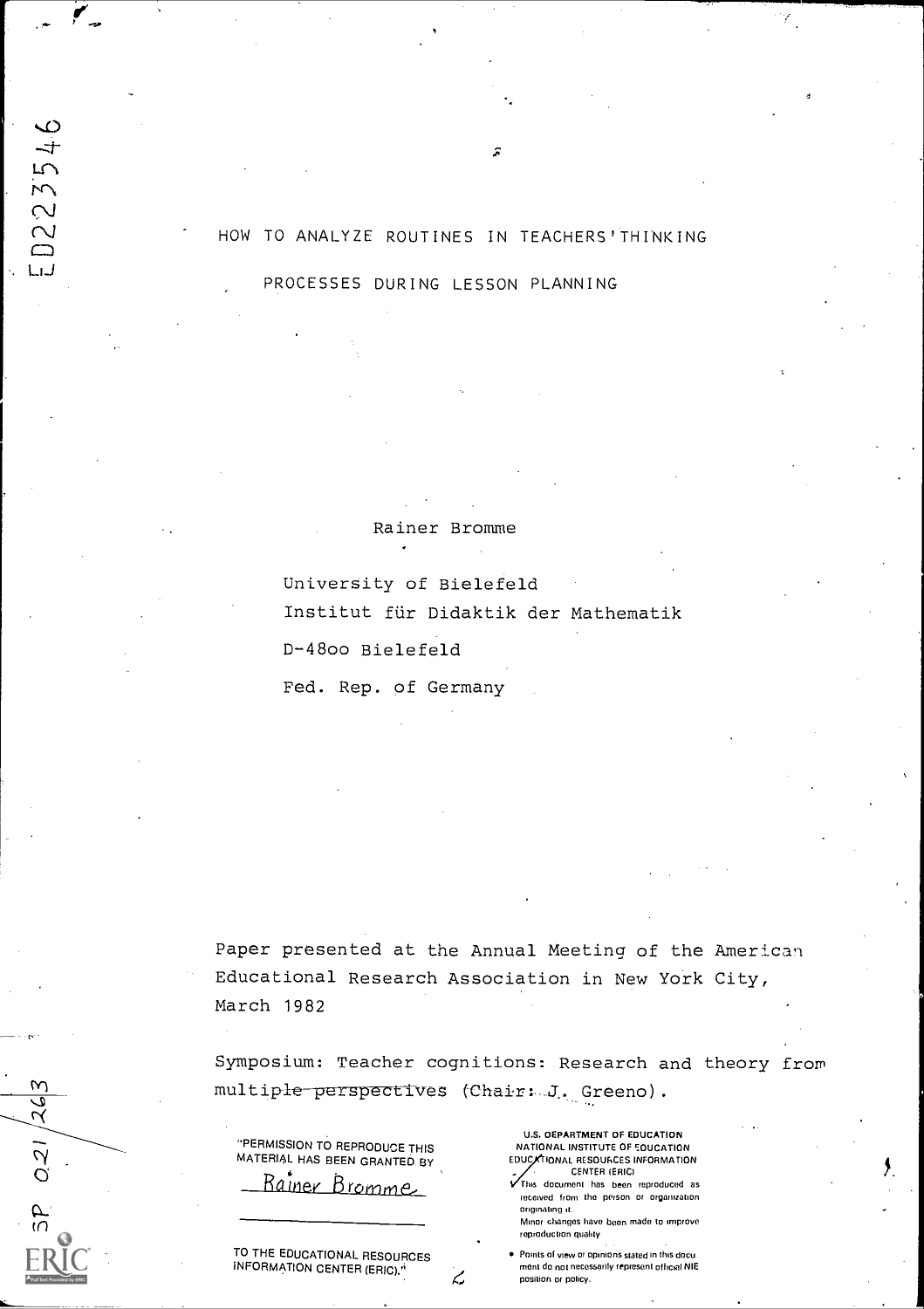# HOW TO ANALYZE ROUTINES IN TEACHERS'THINKING PROCESSES DURING LESSON PLANNING

Rainer Bromme

University of Bielefeld
Institut für Didaktik der Mathematik
D-48oo Bielefeld
Fed. Rep. of Germany

Paper presented at the Annual Meeting of the American Educational Research Association in New York City, March 1982

Symposium: Teacher cognitions: Research and theory from multiple perspectives (Chair: J. Greeno).

"PERMISSION TO REPRODUCE THIS MATERIAL HAS BEEN GRANTED BY
Rainer Bromme

TO THE EDUCATIONAL RESOURCES INFORMATION CENTER (ERIC)."

U.S. DEPARTMENT OF EDUCATION
NATIONAL INSTITUTE OF EDUCATION
EDUCATIONAL RESOURCES INFORMATION CENTER (ERIC)

This document has been reproduced as received from the person or organization originating it.
Minor changes have been made to improve reproduction quality.

- Points of view or opinions stated in this document do not necessarily represent official NIE position or policy.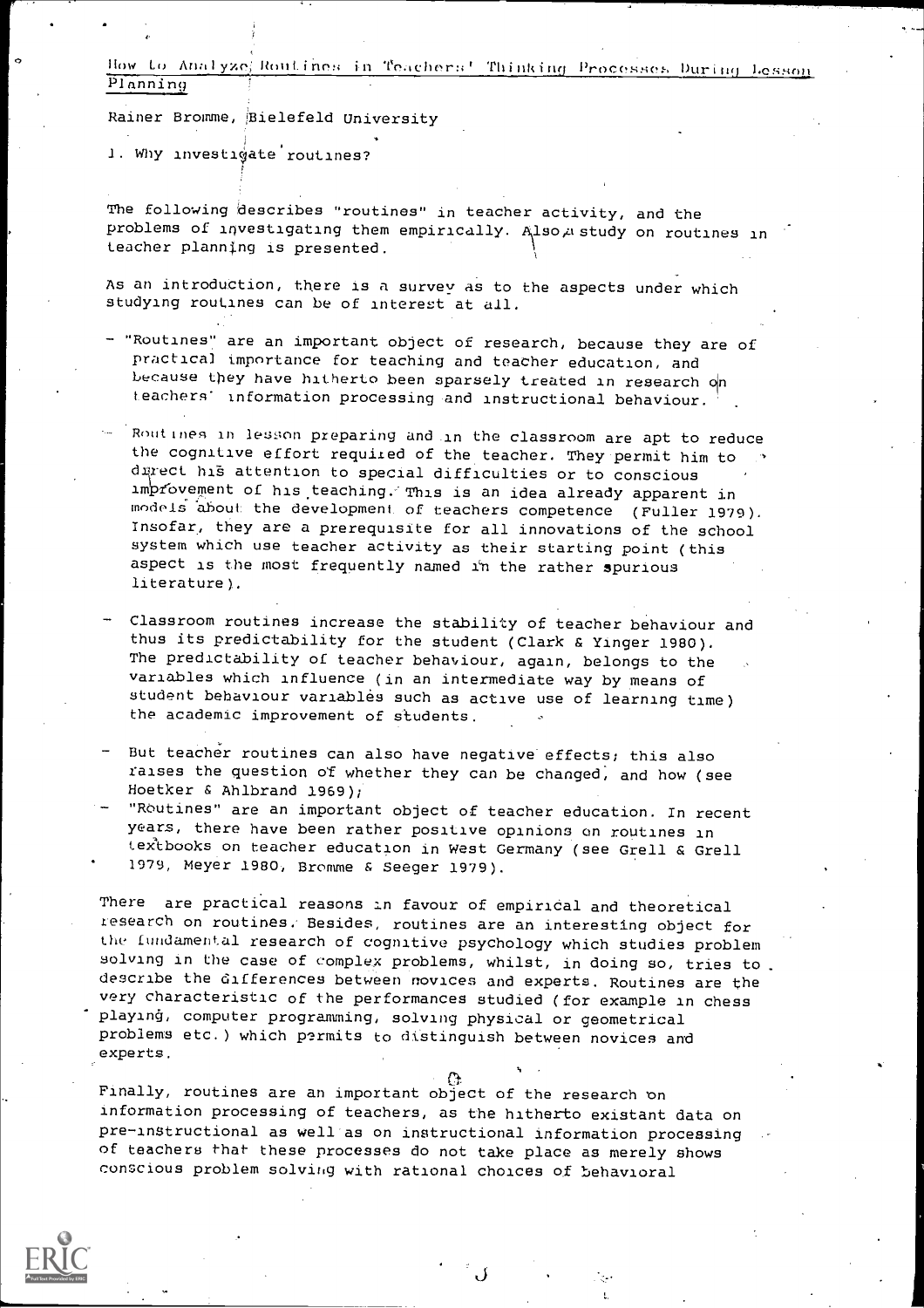# How to Analyze Routines in Teachers' Thinking Processes During Lesson Planning

Rainer Bromme, Bielefeld University

## 1. Why investigate routines?

The following describes "routines" in teacher activity, and the problems of investigating them empirically. Also a study on routines in teacher planning is presented.

As an introduction, there is a survey as to the aspects under which studying routines can be of interest at all.

- "Routines" are an important object of research, because they are of practical importance for teaching and teacher education, and because they have hitherto been sparsely treated in research on teachers' information processing and instructional behaviour.
- Routines in lesson preparing and in the classroom are apt to reduce the cognitive effort required of the teacher. They permit him to direct his attention to special difficulties or to conscious improvement of his teaching. This is an idea already apparent in models about the development of teachers competence (Fuller 1979). Insofar, they are a prerequisite for all innovations of the school system which use teacher activity as their starting point (this aspect is the most frequently named in the rather spurious literature).
- Classroom routines increase the stability of teacher behaviour and thus its predictability for the student (Clark & Yinger 1980). The predictability of teacher behaviour, again, belongs to the variables which influence (in an intermediate way by means of student behaviour variables such as active use of learning time) the academic improvement of students.
- But teacher routines can also have negative effects; this also raises the question of whether they can be changed, and how (see Hoetker & Ahlbrand 1969);
- "Routines" are an important object of teacher education. In recent years, there have been rather positive opinions on routines in textbooks on teacher education in West Germany (see Grell & Grell 1979, Meyer 1980, Bromme & Seeger 1979).

There are practical reasons in favour of empirical and theoretical research on routines. Besides, routines are an interesting object for the fundamental research of cognitive psychology which studies problem solving in the case of complex problems, whilst, in doing so, tries to describe the differences between novices and experts. Routines are the very characteristic of the performances studied (for example in chess playing, computer programming, solving physical or geometrical problems etc.) which permits to distinguish between novices and experts.

Finally, routines are an important object of the research on information processing of teachers, as the hitherto existant data on pre-instructional as well as on instructional information processing of teachers that these processes do not take place as merely shows conscious problem solving with rational choices of behavioral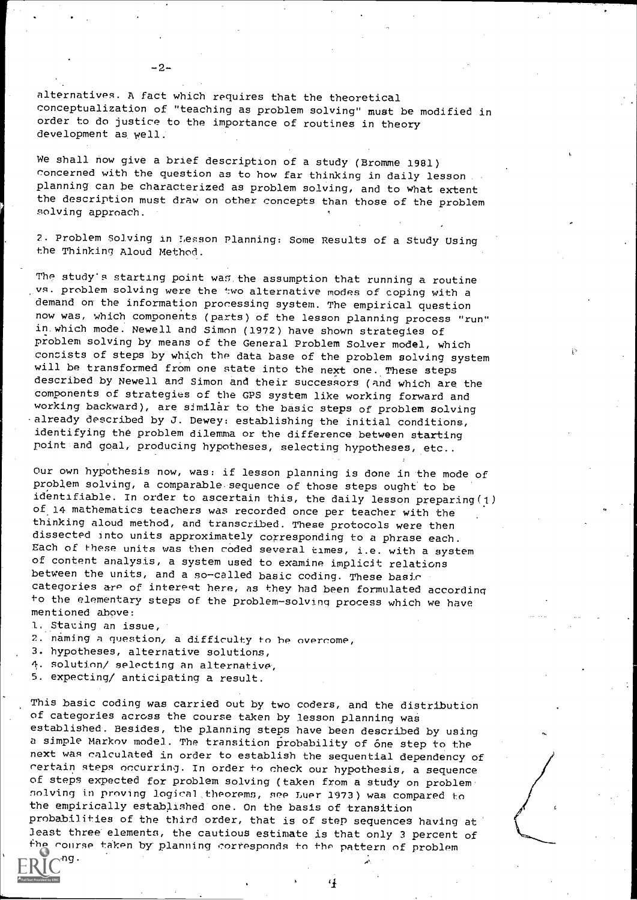alternatives. A fact which requires that the theoretical conceptualization of "teaching as problem solving" must be modified in order to do justice to the importance of routines in theory development as well.

We shall now give a brief description of a study (Bromme 1981) concerned with the question as to how far thinking in daily lesson planning can be characterized as problem solving, and to what extent the description must draw on other concepts than those of the problem solving approach.

## 2. Problem Solving in Lesson Planning: Some Results of a Study Using the Thinking Aloud Method.

The study's starting point was the assumption that running a routine vs. problem solving were the two alternative modes of coping with a demand on the information processing system. The empirical question now was, which components (parts) of the lesson planning process "run" in which mode. Newell and Simon (1972) have shown strategies of problem solving by means of the General Problem Solver model, which consists of steps by which the data base of the problem solving system will be transformed from one state into the next one. These steps described by Newell and Simon and their successors (and which are the components of strategies of the GPS system like working forward and working backward), are similar to the basic steps of problem solving already described by J. Dewey: establishing the initial conditions, identifying the problem dilemma or the difference between starting point and goal, producing hypotheses, selecting hypotheses, etc..

Our own hypothesis now, was: if lesson planning is done in the mode of problem solving, a comparable sequence of those steps ought to be identifiable. In order to ascertain this, the daily lesson preparing (1) of 14 mathematics teachers was recorded once per teacher with the thinking aloud method, and transcribed. These protocols were then dissected into units approximately corresponding to a phrase each. Each of these units was then coded several times, i.e. with a system of content analysis, a system used to examine implicit relations between the units, and a so-called basic coding. These basic categories are of interest here, as they had been formulated according to the elementary steps of the problem-solving process which we have mentioned above:

1. Stating an issue,
2. naming a question, a difficulty to be overcome,
3. hypotheses, alternative solutions,
4. solution/ selecting an alternative,
5. expecting/ anticipating a result.

This basic coding was carried out by two coders, and the distribution of categories across the course taken by lesson planning was established. Besides, the planning steps have been described by using a simple Markov model. The transition probability of one step to the next was calculated in order to establish the sequential dependency of certain steps occurring. In order to check our hypothesis, a sequence of steps expected for problem solving (taken from a study on problem solving in proving logical theorems, see Luer 1973) was compared to the empirically established one. On the basis of transition probabilities of the third order, that is of step sequences having at least three elements, the cautious estimate is that only 3 percent of the course taken by planning corresponds to the pattern of problem solving.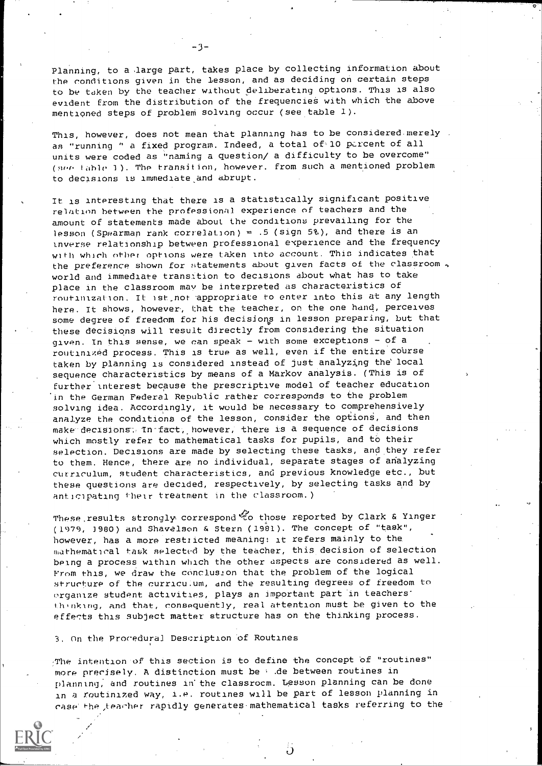Planning, to a large part, takes place by collecting information about the conditions given in the lesson, and as deciding on certain steps to be taken by the teacher without deliberating options. This is also evident from the distribution of the frequencies with which the above mentioned steps of problem solving occur (see table 1).

This, however, does not mean that planning has to be considered merely as "running " a fixed program. Indeed, a total of 10 percent of all units were coded as "naming a question/ a difficulty to be overcome" (see table 1). The transition, however. from such a mentioned problem to decisions is immediate and abrupt.

It is interesting that there is a statistically significant positive relation between the professional experience of teachers and the amount of statements made about the conditions prevailing for the lesson (Spearman rank correlation) = .5 (sign 5%), and there is an inverse relationship between professional experience and the frequency with which other options were taken into account. This indicates that the preference shown for statements about given facts of the classroom world and immediate transition to decisions about what has to take place in the classroom may be interpreted as characteristics of routinization. It ist not appropriate to enter into this at any length here. It shows, however, that the teacher, on the one hand, perceives some degree of freedom for his decisions in lesson preparing, but that these decisions will result directly from considering the situation given. In this sense, we can speak - with some exceptions - of a routinized process. This is true as well, even if the entire course taken by planning is considered instead of just analyzing the local sequence characteristics by means of a Markov analysis. (This is of further interest because the prescriptive model of teacher education in the German Federal Republic rather corresponds to the problem solving idea. Accordingly, it would be necessary to comprehensively analyze the conditions of the lesson, consider the options, and then make decisions. In fact, however, there is a sequence of decisions which mostly refer to mathematical tasks for pupils, and to their selection. Decisions are made by selecting these tasks, and they refer to them. Hence, there are no individual, separate stages of analyzing curriculum, student characteristics, and previous knowledge etc., but these questions are decided, respectively, by selecting tasks and by anticipating their treatment in the classroom.)

These results strongly correspond to those reported by Clark & Yinger (1979, 1980) and Shavelson & Stern (1981). The concept of "task", however, has a more restricted meaning: it refers mainly to the mathematical task selected by the teacher, this decision of selection being a process within which the other aspects are considered as well. From this, we draw the conclusion that the problem of the logical structure of the curriculum, and the resulting degrees of freedom to organize student activities, plays an important part in teachers' thinking, and that, consequently, real attention must be given to the effects this subject matter structure has on the thinking process.

## 3. On the Procedural Description of Routines

The intention of this section is to define the concept of "routines" more precisely. A distinction must be made between routines in planning, and routines in the classroom. Lesson planning can be done in a routinized way, i.e. routines will be part of lesson planning in case the teacher rapidly generates mathematical tasks referring to the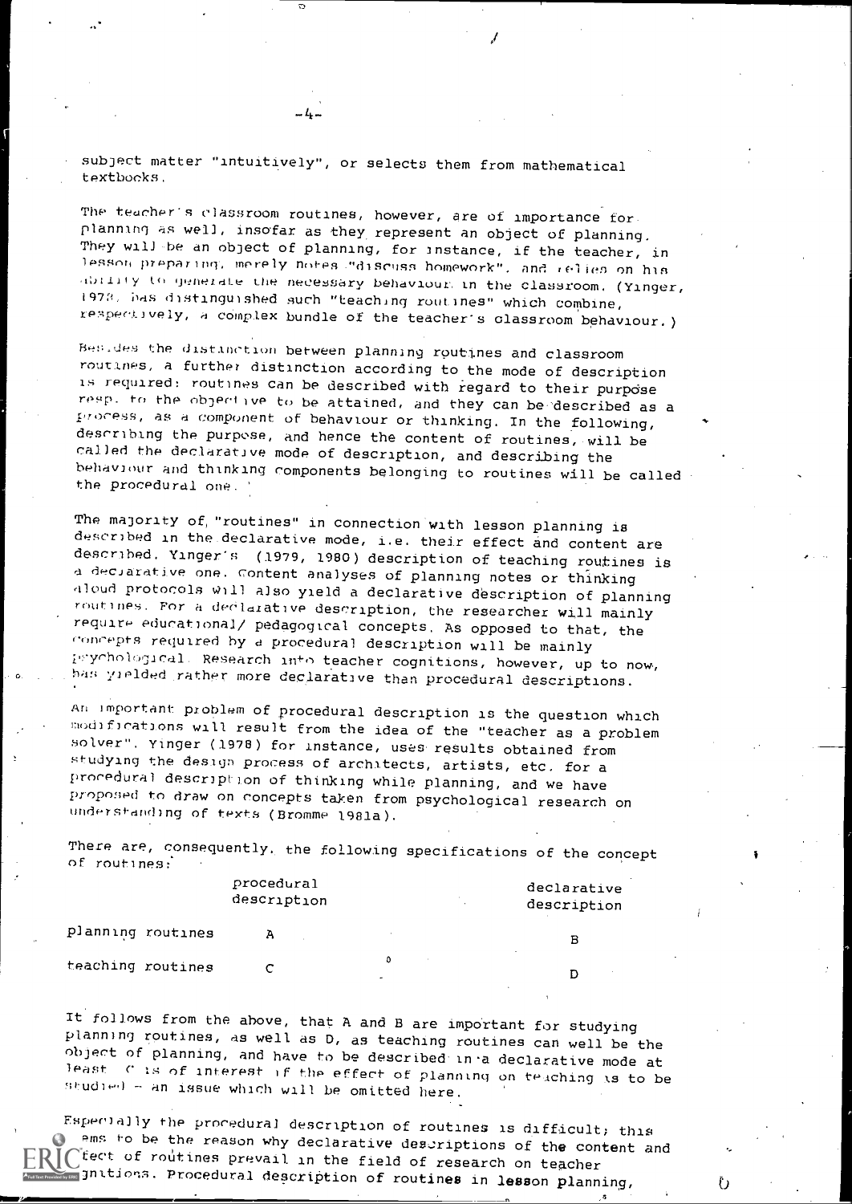subject matter "intuitively", or selects them from mathematical textbooks.

The teacher's classroom routines, however, are of importance for planning as well, insofar as they represent an object of planning. They will be an object of planning, for instance, if the teacher, in lesson preparing, merely notes "discuss homework", and relies on his ability to generate the necessary behaviour in the classroom. (Yinger, 1978, has distinguished such "teaching routines" which combine, respectively, a complex bundle of the teacher's classroom behaviour.)

Besides the distinction between planning routines and classroom routines, a further distinction according to the mode of description is required: routines can be described with regard to their purpose resp. to the objective to be attained, and they can be described as a process, as a component of behaviour or thinking. In the following, describing the purpose, and hence the content of routines, will be called the declarative mode of description, and describing the behaviour and thinking components belonging to routines will be called the procedural one.

The majority of "routines" in connection with lesson planning is described in the declarative mode, i.e. their effect and content are described. Yinger's (1979, 1980) description of teaching routines is a declarative one. Content analyses of planning notes or thinking aloud protocols will also yield a declarative description of planning routines. For a declarative description, the researcher will mainly require educational/ pedagogical concepts. As opposed to that, the concepts required by a procedural description will be mainly psychological. Research into teacher cognitions, however, up to now, has yielded rather more declarative than procedural descriptions.

An important problem of procedural description is the question which modifications will result from the idea of the "teacher as a problem solver". Yinger (1978) for instance, uses results obtained from studying the design process of architects, artists, etc. for a procedural description of thinking while planning, and we have proposed to draw on concepts taken from psychological research on understanding of texts (Bromme 1981a).

There are, consequently, the following specifications of the concept of routines:

| | procedural description | declarative description |
|---|---|---|
| planning routines | A | B |
| teaching routines | C | D |

It follows from the above, that A and B are important for studying planning routines, as well as D, as teaching routines can well be the object of planning, and have to be described in a declarative mode at least. C is of interest if the effect of planning on teaching is to be studied - an issue which will be omitted here.

Especially the procedural description of routines is difficult; this seems to be the reason why declarative descriptions of the content and effect of routines prevail in the field of research on teacher cognitions. Procedural description of routines in lesson planning,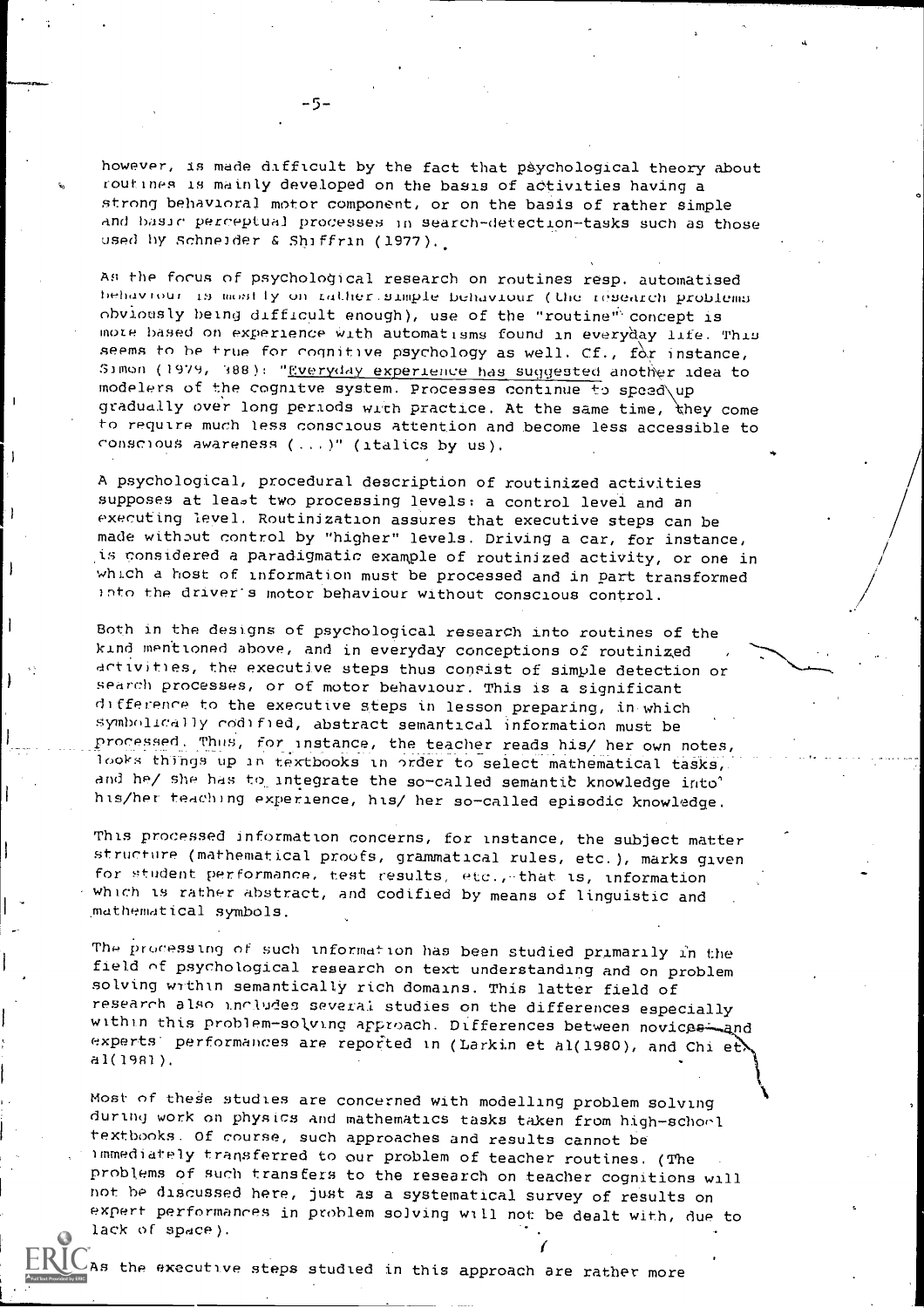however, is made difficult by the fact that psychological theory about routines is mainly developed on the basis of activities having a strong behavioral motor component, or on the basis of rather simple and basic perceptual processes in search-detection-tasks such as those used by Schneider & Shiffrin (1977).

As the focus of psychological research on routines resp. automatised behaviour is mostly on rather simple behaviour (the research problems obviously being difficult enough), use of the "routine" concept is more based on experience with automatisms found in everyday life. This seems to be true for cognitive psychology as well. Cf., for instance, Simon (1979, 388): "Everyday experience has suggested another idea to modelers of the cognitve system. Processes continue to speed up gradually over long periods with practice. At the same time, they come to require much less conscious attention and become less accessible to conscious awareness (...)" (italics by us).

A psychological, procedural description of routinized activities supposes at least two processing levels: a control level and an executing level. Routinization assures that executive steps can be made without control by "higher" levels. Driving a car, for instance, is considered a paradigmatic example of routinized activity, or one in which a host of information must be processed and in part transformed into the driver's motor behaviour without conscious control.

Both in the designs of psychological research into routines of the kind mentioned above, and in everyday conceptions of routinized activities, the executive steps thus consist of simple detection or search processes, or of motor behaviour. This is a significant difference to the executive steps in lesson preparing, in which symbolically codified, abstract semantical information must be processed. Thus, for instance, the teacher reads his/ her own notes, looks things up in textbooks in order to select mathematical tasks, and he/ she has to integrate the so-called semantic knowledge into his/her teaching experience, his/ her so-called episodic knowledge.

This processed information concerns, for instance, the subject matter structure (mathematical proofs, grammatical rules, etc.), marks given for student performance, test results, etc., that is, information which is rather abstract, and codified by means of linguistic and mathematical symbols.

The processing of such information has been studied primarily in the field of psychological research on text understanding and on problem solving within semantically rich domains. This latter field of research also includes several studies on the differences especially within this problem-solving approach. Differences between novices and experts' performances are reported in (Larkin et al(1980), and Chi et al(1981).

Most of these studies are concerned with modelling problem solving during work on physics and mathematics tasks taken from high-school textbooks. Of course, such approaches and results cannot be immediately transferred to our problem of teacher routines. (The problems of such transfers to the research on teacher cognitions will not be discussed here, just as a systematical survey of results on expert performances in problem solving will not be dealt with, due to lack of space).

As the executive steps studied in this approach are rather more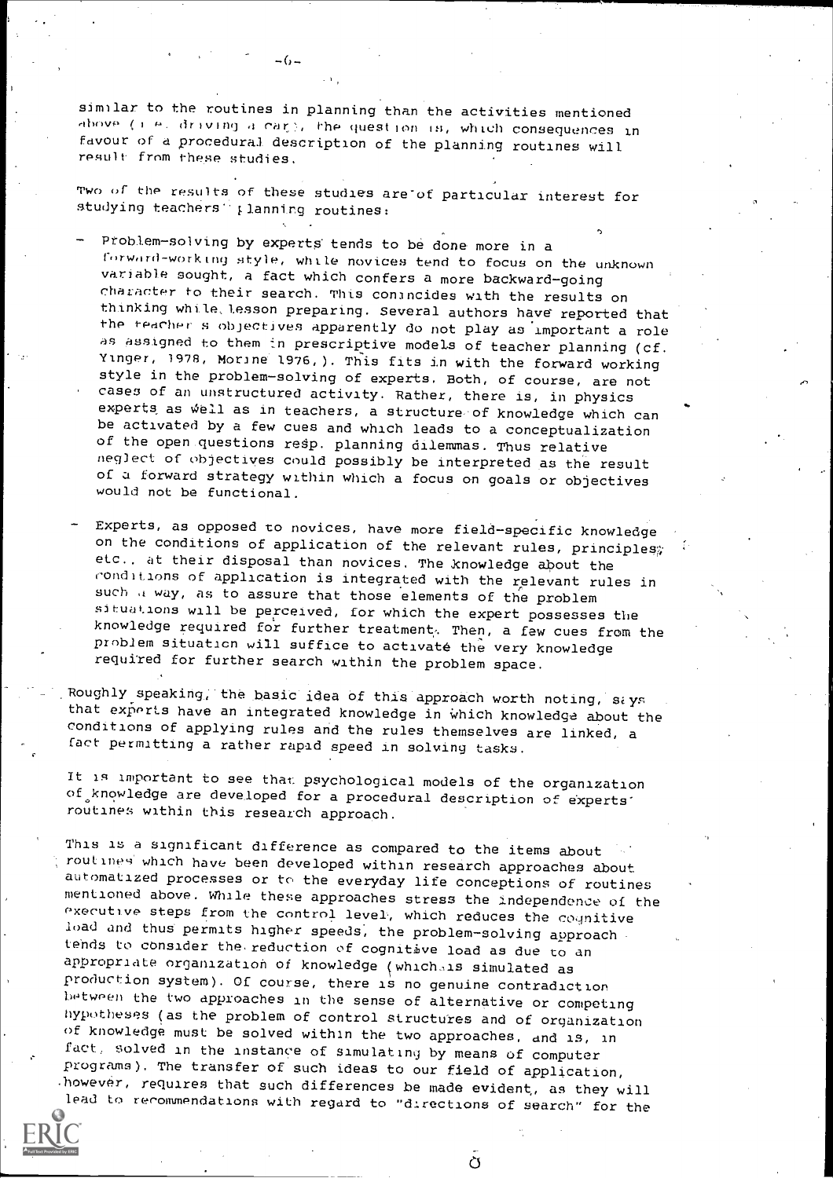similar to the routines in planning than the activities mentioned above (i.e. driving a car), the question is, which consequences in favour of a procedural description of the planning routines will result from these studies.

Two of the results of these studies are of particular interest for studying teachers' planning routines:

- Problem-solving by experts tends to be done more in a forward-working style, while novices tend to focus on the unknown variable sought, a fact which confers a more backward-going character to their search. This coincides with the results on thinking while lesson preparing. Several authors have reported that the teacher's objectives apparently do not play as important a role as assigned to them in prescriptive models of teacher planning (cf. Yinger, 1978, Morine 1976,). This fits in with the forward working style in the problem-solving of experts. Both, of course, are not cases of an unstructured activity. Rather, there is, in physics experts as well as in teachers, a structure of knowledge which can be activated by a few cues and which leads to a conceptualization of the open questions resp. planning dilemmas. Thus relative neglect of objectives could possibly be interpreted as the result of a forward strategy within which a focus on goals or objectives would not be functional.

- Experts, as opposed to novices, have more field-specific knowledge on the conditions of application of the relevant rules, principles, etc.. at their disposal than novices. The knowledge about the conditions of application is integrated with the relevant rules in such a way, as to assure that those elements of the problem situations will be perceived, for which the expert possesses the knowledge required for further treatment. Then, a few cues from the problem situation will suffice to activate the very knowledge required for further search within the problem space.

Roughly speaking, the basic idea of this approach worth noting, says that experts have an integrated knowledge in which knowledge about the conditions of applying rules and the rules themselves are linked, a fact permitting a rather rapid speed in solving tasks.

It is important to see that psychological models of the organization of knowledge are developed for a procedural description of experts' routines within this research approach.

This is a significant difference as compared to the items about routines which have been developed within research approaches about automatized processes or to the everyday life conceptions of routines mentioned above. While these approaches stress the independence of the executive steps from the control level, which reduces the cognitive load and thus permits higher speeds, the problem-solving approach tends to consider the reduction of cognitive load as due to an appropriate organization of knowledge (which is simulated as production system). Of course, there is no genuine contradiction between the two approaches in the sense of alternative or competing hypotheses (as the problem of control structures and of organization of knowledge must be solved within the two approaches, and is, in fact, solved in the instance of simulating by means of computer programs). The transfer of such ideas to our field of application, however, requires that such differences be made evident, as they will lead to recommendations with regard to "directions of search" for the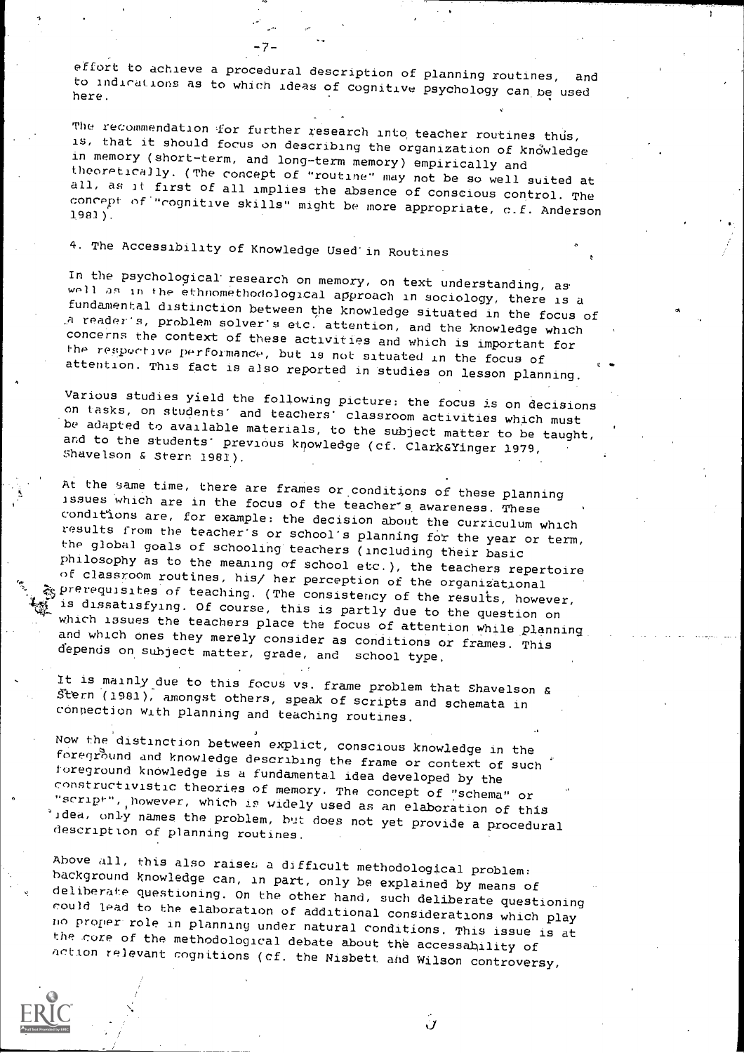effort to achieve a procedural description of planning routines, and to indications as to which ideas of cognitive psychology can be used here.

The recommendation for further research into teacher routines thus, is, that it should focus on describing the organization of knowledge in memory (short-term, and long-term memory) empirically and theoretically. (The concept of "routine" may not be so well suited at all, as it first of all implies the absence of conscious control. The concept of "cognitive skills" might be more appropriate, c.f. Anderson 1981).

## 4. The Accessibility of Knowledge Used in Routines

In the psychological research on memory, on text understanding, as well as in the ethnomethodological approach in sociology, there is a fundamental distinction between the knowledge situated in the focus of a reader's, problem solver's etc. attention, and the knowledge which concerns the context of these activities and which is important for the respective performance, but is not situated in the focus of attention. This fact is also reported in studies on lesson planning.

Various studies yield the following picture: the focus is on decisions on tasks, on students' and teachers' classroom activities which must be adapted to available materials, to the subject matter to be taught, and to the students' previous knowledge (cf. Clark&Yinger 1979, Shavelson & Stern 1981).

At the same time, there are frames or conditions of these planning issues which are in the focus of the teacher's awareness. These conditions are, for example: the decision about the curriculum which results from the teacher's or school's planning for the year or term, the global goals of schooling teachers (including their basic philosophy as to the meaning of school etc.), the teachers repertoire of classroom routines, his/ her perception of the organizational prerequisites of teaching. (The consistency of the results, however, is dissatisfying. Of course, this is partly due to the question on which issues the teachers place the focus of attention while planning and which ones they merely consider as conditions or frames. This depends on subject matter, grade, and school type,

It is mainly due to this focus vs. frame problem that Shavelson & Stern (1981), amongst others, speak of scripts and schemata in connection with planning and teaching routines.

Now the distinction between explict, conscious knowledge in the foreground and knowledge describing the frame or context of such foreground knowledge is a fundamental idea developed by the constructivistic theories of memory. The concept of "schema" or "script", however, which is widely used as an elaboration of this idea, only names the problem, but does not yet provide a procedural description of planning routines.

Above all, this also raises a difficult methodological problem: background knowledge can, in part, only be explained by means of deliberate questioning. On the other hand, such deliberate questioning could lead to the elaboration of additional considerations which play no proper role in planning under natural conditions. This issue is at the core of the methodological debate about the accessability of action relevant cognitions (cf. the Nisbett and Wilson controversy,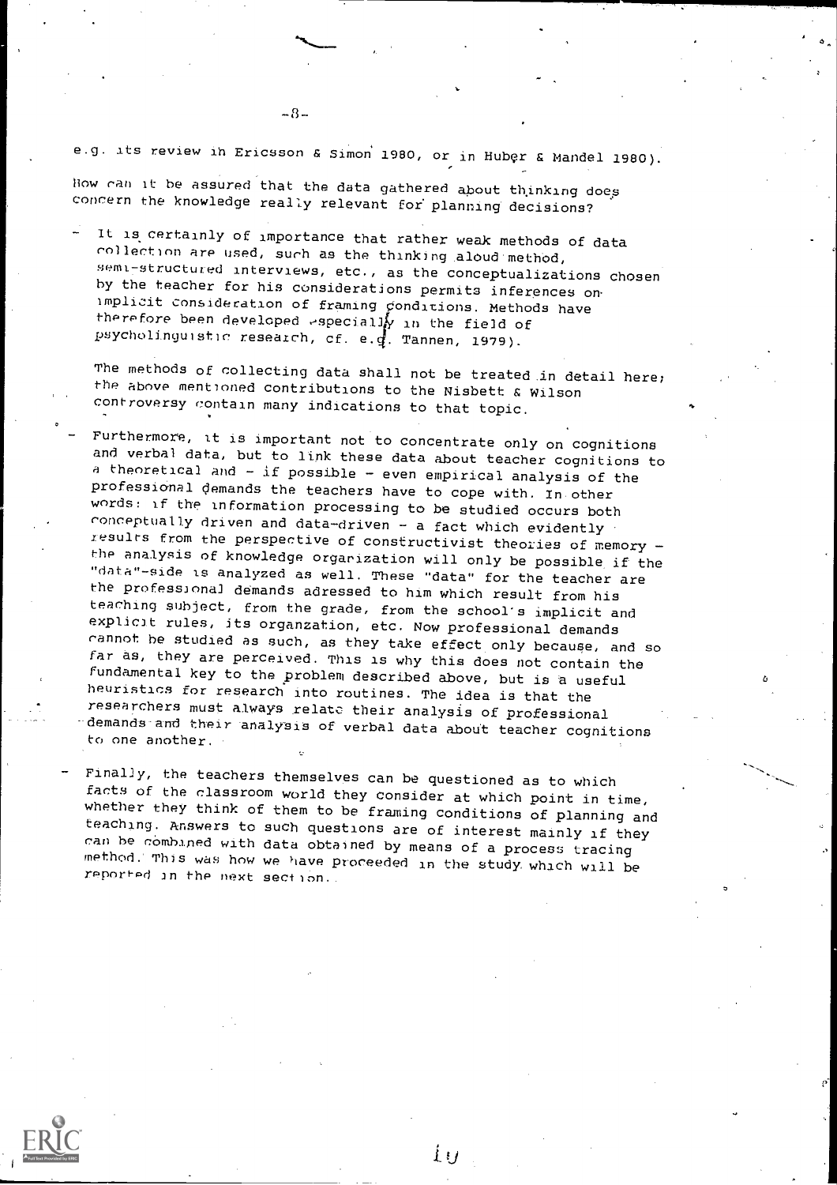e.g. its review in Ericsson & Simon 1980, or in Huber & Mandel 1980).

How can it be assured that the data gathered about thinking does concern the knowledge really relevant for planning decisions?

- It is certainly of importance that rather weak methods of data collection are used, such as the thinking aloud method, semi-structured interviews, etc., as the conceptualizations chosen by the teacher for his considerations permits inferences on implicit consideration of framing conditions. Methods have therefore been developed especially in the field of psycholinguistic research, cf. e.g. Tannen, 1979).

  The methods of collecting data shall not be treated in detail here; the above mentioned contributions to the Nisbett & Wilson controversy contain many indications to that topic.

- Furthermore, it is important not to concentrate only on cognitions and verbal data, but to link these data about teacher cognitions to a theoretical and - if possible - even empirical analysis of the professional demands the teachers have to cope with. In other words: if the information processing to be studied occurs both conceptually driven and data-driven - a fact which evidently results from the perspective of constructivist theories of memory - the analysis of knowledge organization will only be possible if the "data"-side is analyzed as well. These "data" for the teacher are the professional demands adressed to him which result from his teaching subject, from the grade, from the school's implicit and explicit rules, its organzation, etc. Now professional demands cannot be studied as such, as they take effect only because, and so far as, they are perceived. This is why this does not contain the fundamental key to the problem described above, but is a useful heuristics for research into routines. The idea is that the researchers must always relate their analysis of professional demands and their analysis of verbal data about teacher cognitions to one another.

- Finally, the teachers themselves can be questioned as to which facts of the classroom world they consider at which point in time, whether they think of them to be framing conditions of planning and teaching. Answers to such questions are of interest mainly if they can be combined with data obtained by means of a process tracing method. This was how we have proceeded in the study which will be reported in the next section.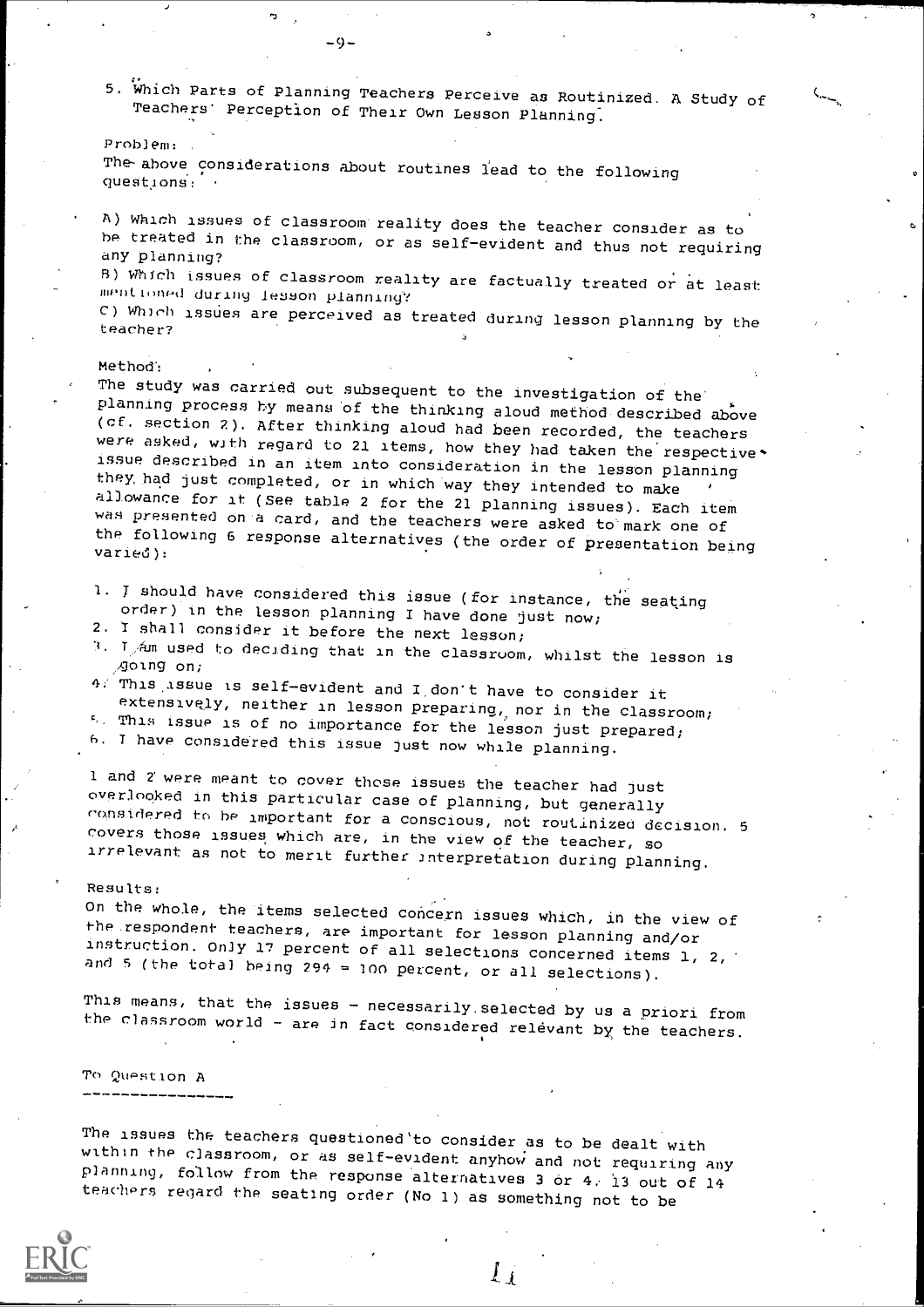## 5. Which Parts of Planning Teachers Perceive as Routinized. A Study of Teachers' Perception of Their Own Lesson Planning.

Problem:

The above considerations about routines lead to the following questions:

A) Which issues of classroom reality does the teacher consider as to be treated in the classroom, or as self-evident and thus not requiring any planning?
B) Which issues of classroom reality are factually treated or at least mentioned during lesson planning?
C) Which issues are perceived as treated during lesson planning by the teacher?

Method:

The study was carried out subsequent to the investigation of the planning process by means of the thinking aloud method described above (cf. section 2). After thinking aloud had been recorded, the teachers were asked, with regard to 21 items, how they had taken the respective issue described in an item into consideration in the lesson planning they had just completed, or in which way they intended to make allowance for it (See table 2 for the 21 planning issues). Each item was presented on a card, and the teachers were asked to mark one of the following 6 response alternatives (the order of presentation being varied):

1. I should have considered this issue (for instance, the seating order) in the lesson planning I have done just now;
2. I shall consider it before the next lesson;
3. I am used to deciding that in the classroom, whilst the lesson is going on;
4. This issue is self-evident and I don't have to consider it extensively, neither in lesson preparing, nor in the classroom;
5. This issue is of no importance for the lesson just prepared;
6. I have considered this issue just now while planning.

1 and 2 were meant to cover those issues the teacher had just overlooked in this particular case of planning, but generally considered to be important for a conscious, not routinized decision. 5 covers those issues which are, in the view of the teacher, so irrelevant as not to merit further interpretation during planning.

Results:

On the whole, the items selected concern issues which, in the view of the respondent teachers, are important for lesson planning and/or instruction. Only 17 percent of all selections concerned items 1, 2, and 5 (the total being 294 = 100 percent, or all selections).

This means, that the issues - necessarily selected by us a priori from the classroom world - are in fact considered relevant by the teachers.

### To Question A

The issues the teachers questioned to consider as to be dealt with within the classroom, or as self-evident anyhow and not requiring any planning, follow from the response alternatives 3 or 4. 13 out of 14 teachers regard the seating order (No 1) as something not to be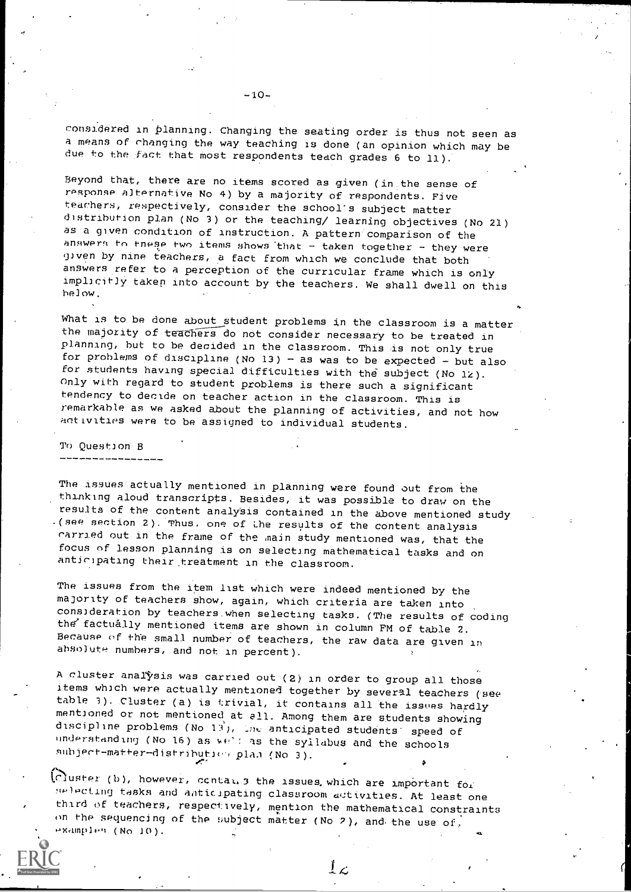considered in planning. Changing the seating order is thus not seen as a means of changing the way teaching is done (an opinion which may be due to the fact that most respondents teach grades 6 to 11).

Beyond that, there are no items scored as given (in the sense of response alternative No 4) by a majority of respondents. Five teachers, respectively, consider the school's subject matter distribution plan (No 3) or the teaching/ learning objectives (No 21) as a given condition of instruction. A pattern comparison of the answers to these two items shows that - taken together - they were given by nine teachers, a fact from which we conclude that both answers refer to a perception of the curricular frame which is only implicitly taken into account by the teachers. We shall dwell on this below.

What is to be done about student problems in the classroom is a matter the majority of teachers do not consider necessary to be treated in planning, but to be decided in the classroom. This is not only true for problems of discipline (No 13) - as was to be expected - but also for students having special difficulties with the subject (No 12). Only with regard to student problems is there such a significant tendency to decide on teacher action in the classroom. This is remarkable as we asked about the planning of activities, and not how activities were to be assigned to individual students.

To Question B

The issues actually mentioned in planning were found out from the thinking aloud transcripts. Besides, it was possible to draw on the results of the content analysis contained in the above mentioned study (see section 2). Thus, one of the results of the content analysis carried out in the frame of the main study mentioned was, that the focus of lesson planning is on selecting mathematical tasks and on anticipating their treatment in the classroom.

The issues from the item list which were indeed mentioned by the majority of teachers show, again, which criteria are taken into consideration by teachers when selecting tasks. (The results of coding the factually mentioned items are shown in column FM of table 2. Because of the small number of teachers, the raw data are given in absolute numbers, and not in percent).

A cluster analysis was carried out (2) in order to group all those items which were actually mentioned together by several teachers (see table 3). Cluster (a) is trivial, it contains all the issues hardly mentioned or not mentioned at all. Among them are students showing discipline problems (No 13), the anticipated students' speed of understanding (No 16) as well as the syllabus and the schools subject-matter-distribution plan (No 3).

Cluster (b), however, contains the issues which are important for selecting tasks and anticipating classroom activities. At least one third of teachers, respectively, mention the mathematical constraints on the sequencing of the subject matter (No 2), and the use of examples (No 10).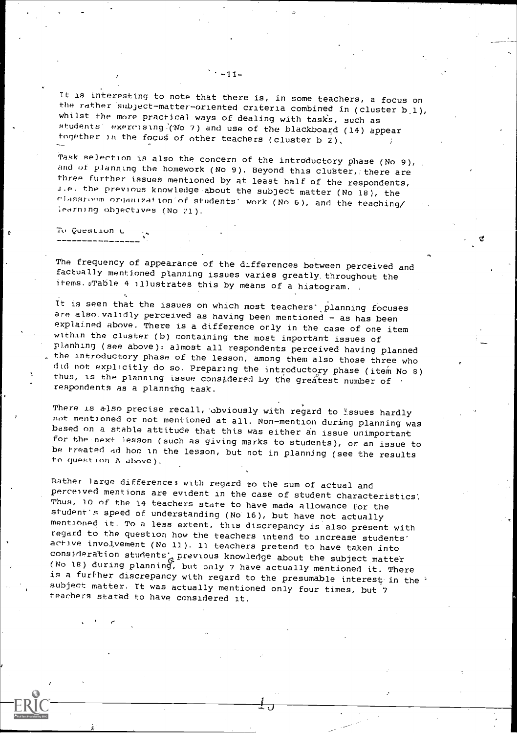It is interesting to note that there is, in some teachers, a focus on the rather subject-matter-oriented criteria combined in (cluster b.1), whilst the more practical ways of dealing with tasks, such as students' exercising (No 7) and use of the blackboard (14) appear together in the focus of other teachers (cluster b 2).

Task selection is also the concern of the introductory phase (No 9), and of planning the homework (No 9). Beyond this cluster, there are three further issues mentioned by at least half of the respondents, i.e. the previous knowledge about the subject matter (No 18), the classroom organization of students' work (No 6), and the teaching/learning objectives (No 21).

To Question C

---

The frequency of appearance of the differences between perceived and factually mentioned planning issues varies greatly throughout the items. Table 4 illustrates this by means of a histogram.

It is seen that the issues on which most teachers' planning focuses are also validly perceived as having been mentioned - as has been explained above. There is a difference only in the case of one item within the cluster (b) containing the most important issues of planning (see above): almost all respondents perceived having planned the introductory phase of the lesson, among them also those three who did not explicitly do so. Preparing the introductory phase (item No 8) thus, is the planning issue considered by the greatest number of respondents as a planning task.

There is also precise recall, obviously with regard to issues hardly not mentioned or not mentioned at all. Non-mention during planning was based on a stable attitude that this was either an issue unimportant for the next lesson (such as giving marks to students), or an issue to be treated ad hoc in the lesson, but not in planning (see the results to question A above).

Rather large differences with regard to the sum of actual and perceived mentions are evident in the case of student characteristics. Thus, 10 of the 14 teachers state to have made allowance for the student's speed of understanding (No 16), but have not actually mentioned it. To a less extent, this discrepancy is also present with regard to the question how the teachers intend to increase students' active involvement (No 11). 11 teachers pretend to have taken into consideration students' previous knowledge about the subject matter (No 18) during planning, but only 7 have actually mentioned it. There is a further discrepancy with regard to the presumable interest in the subject matter. It was actually mentioned only four times, but 7 teachers stated to have considered it.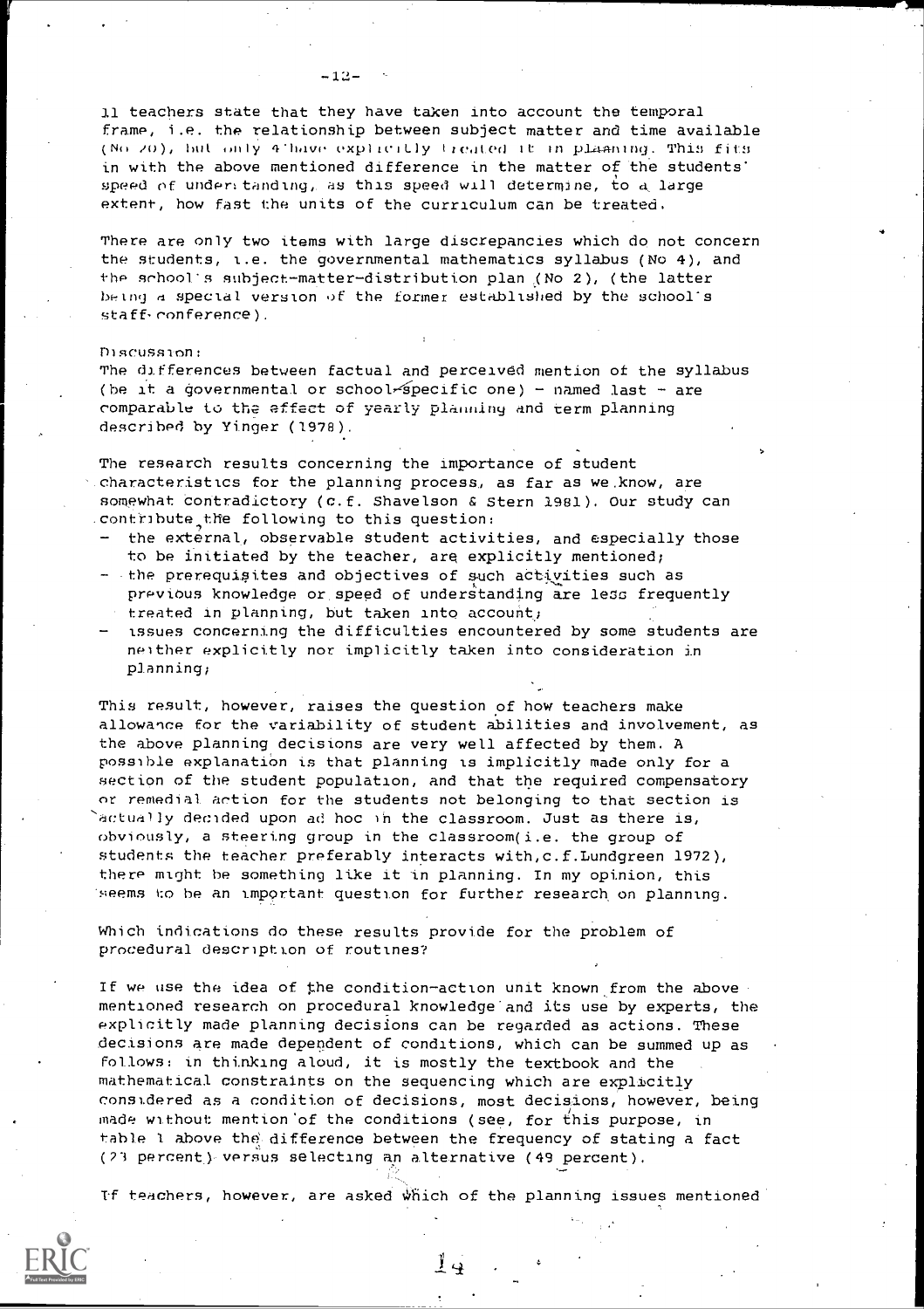11 teachers state that they have taken into account the temporal frame, i.e. the relationship between subject matter and time available (No 20), but only 4 have explicitly treated it in planning. This fits in with the above mentioned difference in the matter of the students' speed of understanding, as this speed will determine, to a large extent, how fast the units of the curriculum can be treated.

There are only two items with large discrepancies which do not concern the students, i.e. the governmental mathematics syllabus (No 4), and the school's subject-matter-distribution plan (No 2), (the latter being a special version of the former established by the school's staff conference).

Discussion:

The differences between factual and perceived mention of the syllabus (be it a governmental or school-specific one) - named last - are comparable to the effect of yearly planning and term planning described by Yinger (1978).

The research results concerning the importance of student characteristics for the planning process, as far as we know, are somewhat contradictory (c.f. Shavelson & Stern 1981). Our study can contribute the following to this question:

- the external, observable student activities, and especially those to be initiated by the teacher, are explicitly mentioned;
- the prerequisites and objectives of such activities such as previous knowledge or speed of understanding are less frequently treated in planning, but taken into account;
- issues concerning the difficulties encountered by some students are neither explicitly nor implicitly taken into consideration in planning;

This result, however, raises the question of how teachers make allowance for the variability of student abilities and involvement, as the above planning decisions are very well affected by them. A possible explanation is that planning is implicitly made only for a section of the student population, and that the required compensatory or remedial action for the students not belonging to that section is actually decided upon ad hoc in the classroom. Just as there is, obviously, a steering group in the classroom (i.e. the group of students the teacher preferably interacts with, c.f. Lundgreen 1972), there might be something like it in planning. In my opinion, this seems to be an important question for further research on planning.

Which indications do these results provide for the problem of procedural description of routines?

If we use the idea of the condition-action unit known from the above mentioned research on procedural knowledge and its use by experts, the explicitly made planning decisions can be regarded as actions. These decisions are made dependent of conditions, which can be summed up as follows: in thinking aloud, it is mostly the textbook and the mathematical constraints on the sequencing which are explicitly considered as a condition of decisions, most decisions, however, being made without mention of the conditions (see, for this purpose, in table 1 above the difference between the frequency of stating a fact (23 percent) versus selecting an alternative (49 percent).

If teachers, however, are asked which of the planning issues mentioned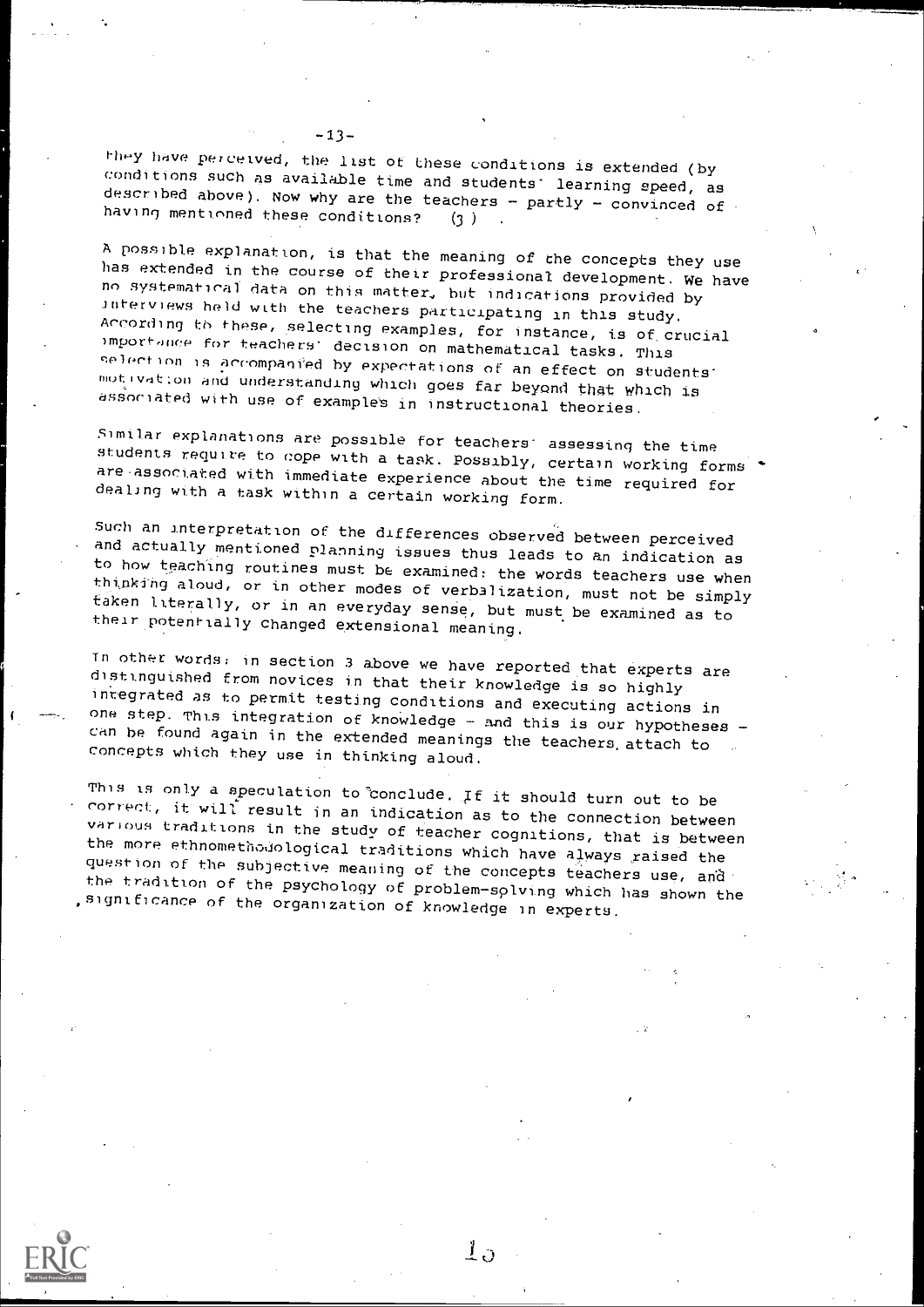they have perceived, the list of these conditions is extended (by conditions such as available time and students' learning speed, as described above). Now why are the teachers - partly - convinced of having mentioned these conditions? (3)

A possible explanation, is that the meaning of the concepts they use has extended in the course of their professional development. We have no systematical data on this matter, but indications provided by interviews held with the teachers participating in this study. According to these, selecting examples, for instance, is of crucial importance for teachers' decision on mathematical tasks. This selection is accompanied by expectations of an effect on students' motivation and understanding which goes far beyond that which is associated with use of examples in instructional theories.

Similar explanations are possible for teachers' assessing the time students require to cope with a task. Possibly, certain working forms are associated with immediate experience about the time required for dealing with a task within a certain working form.

Such an interpretation of the differences observed between perceived and actually mentioned planning issues thus leads to an indication as to how teaching routines must be examined: the words teachers use when thinking aloud, or in other modes of verbalization, must not be simply taken literally, or in an everyday sense, but must be examined as to their potentially changed extensional meaning.

In other words: in section 3 above we have reported that experts are distinguished from novices in that their knowledge is so highly integrated as to permit testing conditions and executing actions in one step. This integration of knowledge - and this is our hypotheses - can be found again in the extended meanings the teachers attach to concepts which they use in thinking aloud.

This is only a speculation to conclude. If it should turn out to be correct, it will result in an indication as to the connection between various traditions in the study of teacher cognitions, that is between the more ethnomethodological traditions which have always raised the question of the subjective meaning of the concepts teachers use, and the tradition of the psychology of problem-solving which has shown the significance of the organization of knowledge in experts.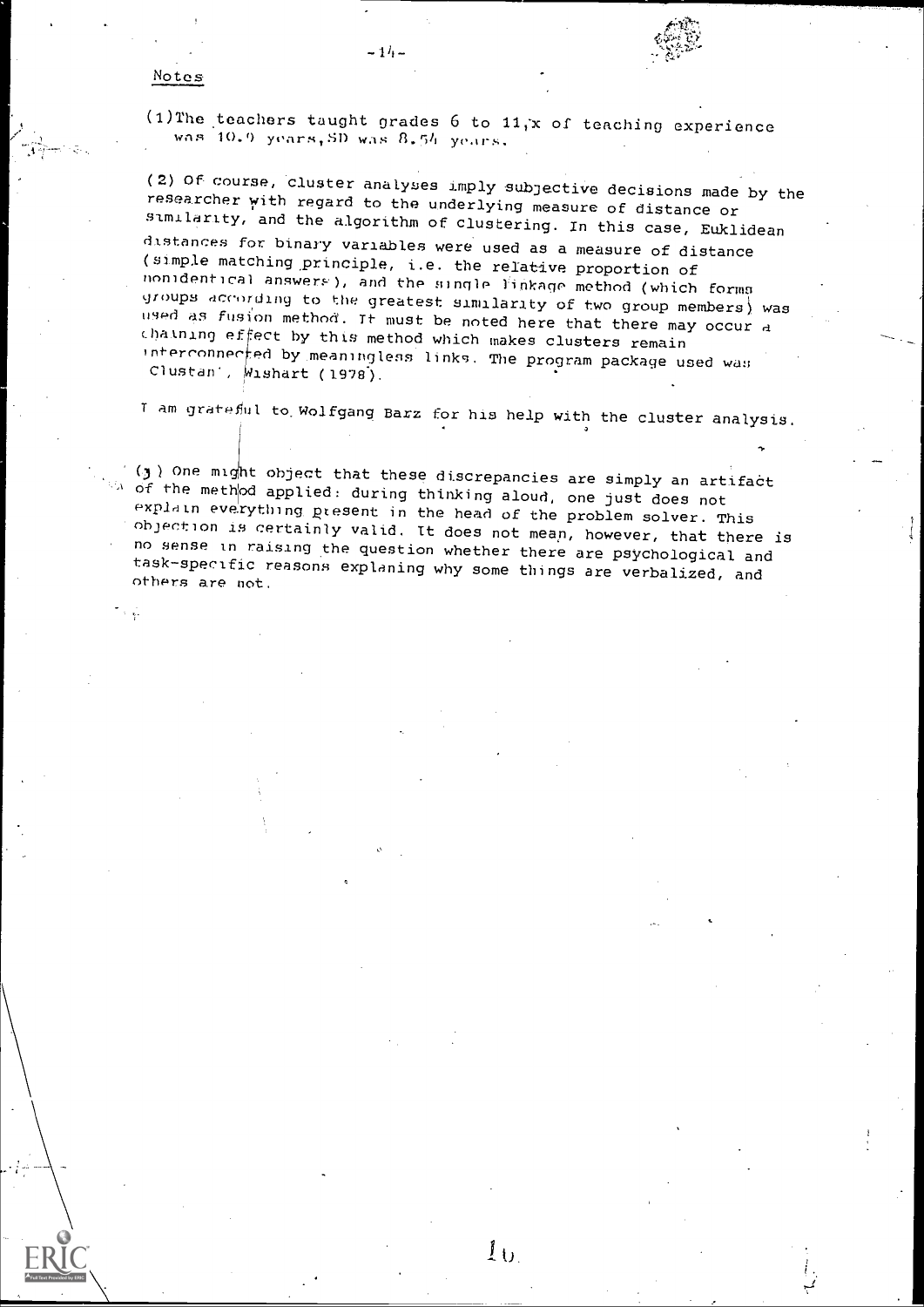Notes

(1) The teachers taught grades 6 to 11, $\bar{x}$ of teaching experience was 10.9 years, SD was 8.54 years.

(2) Of course, cluster analyses imply subjective decisions made by the researcher with regard to the underlying measure of distance or similarity, and the algorithm of clustering. In this case, Euklidean distances for binary variables were used as a measure of distance (simple matching principle, i.e. the relative proportion of nonidentical answers), and the single linkage method (which forms groups according to the greatest similarity of two group members) was used as fusion method. It must be noted here that there may occur a chaining effect by this method which makes clusters remain interconnected by meaningless links. The program package used was Clustan', Wishart (1978).

I am grateful to Wolfgang Barz for his help with the cluster analysis.

(3) One might object that these discrepancies are simply an artifact of the method applied: during thinking aloud, one just does not explain everything present in the head of the problem solver. This objection is certainly valid. It does not mean, however, that there is no sense in raising the question whether there are psychological and task-specific reasons explaning why some things are verbalized, and others are not.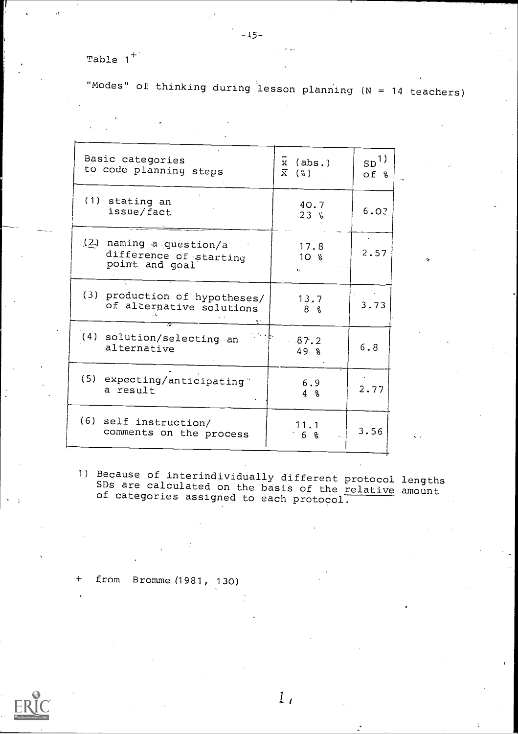Table 1[+]

"Modes" of thinking during lesson planning (N = 14 teachers)

| Basic categories to code planning steps | $\bar{x}$ (abs.) $\bar{x}$ (%) | SD[1] of % |
|---|---|---|
| (1) stating an issue/fact | 40.7 23 % | 6.03 |
| (2) naming a question/a difference of starting point and goal | 17.8 10 % | 2.57 |
| (3) production of hypotheses/ of alternative solutions | 13.7 8 % | 3.73 |
| (4) solution/selecting an alternative | 87.2 49 % | 6.8 |
| (5) expecting/anticipating a result | 6.9 4 % | 2.77 |
| (6) self instruction/ comments on the process | 11.1 6 % | 3.56 |

1) Because of interindividually different protocol lengths SDs are calculated on the basis of the <u>relative</u> amount of categories assigned to each protocol.

+ from Bromme (1981, 130)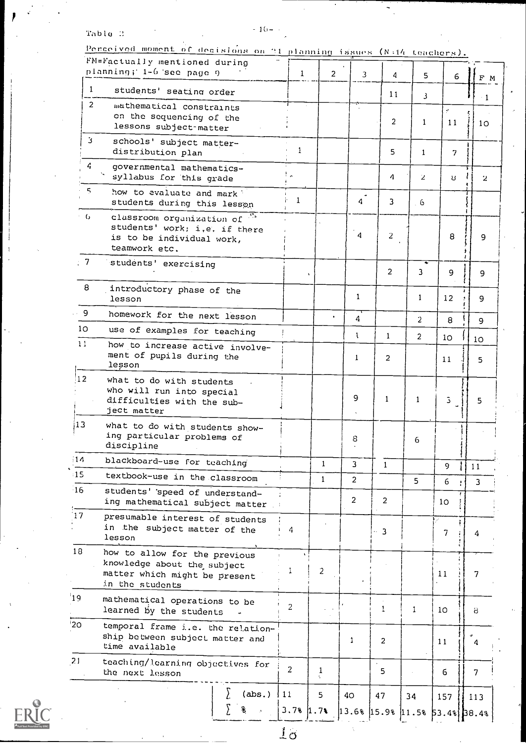Table 2

Perceived moment of decisions on 21 planning issues (N=14 teachers).

| | FM=Factually mentioned during planning; 1-6 see page 9 | 1 | 2 | 3 | 4 | 5 | 6 | F M |
|---|---|---|---|---|---|---|---|---|
| 1 | students' seating order | | | | 11 | 3 | | 1 |
| 2 | mathematical constraints on the sequencing of the lessons subject-matter | | | | 2 | 1 | 11 | 10 |
| 3 | schools' subject matter-distribution plan | 1 | | | 5 | 1 | 7 | |
| 4 | governmental mathematics-syllabus for this grade | | | | 4 | 2 | 8 | 2 |
| 5 | how to evaluate and mark students during this lesson | 1 | | 4 | 3 | 6 | | |
| 6 | classroom organization of students' work; i.e. if there is to be individual work, teamwork etc. | | | 4 | 2 | | 8 | 9 |
| 7 | students' exercising | | | | 2 | 3 | 9 | 9 |
| 8 | introductory phase of the lesson | | | 1 | | 1 | 12 | 9 |
| 9 | homework for the next lesson | | | 4 | | 2 | 8 | 9 |
| 10 | use of examples for teaching | | | 1 | 1 | 2 | 10 | 10 |
| 11 | how to increase active involvement of pupils during the lesson | | | 1 | 2 | | 11 | 5 |
| 12 | what to do with students who will run into special difficulties with the subject matter | | | 9 | 1 | 1 | 3 | 5 |
| 13 | what to do with students showing particular problems of discipline | | | 8 | | 6 | | |
| 14 | blackboard-use for teaching | | 1 | 3 | 1 | | 9 | 11 |
| 15 | textbook-use in the classroom | | 1 | 2 | | 5 | 6 | 3 |
| 16 | students' speed of understanding mathematical subject matter | | | 2 | 2 | | 10 | |
| 17 | presumable interest of students in the subject matter of the lesson | 4 | | | 3 | | 7 | 4 |
| 18 | how to allow for the previous knowledge about the subject matter which might be present in the students | 1 | 2 | | | | 11 | 7 |
| 19 | mathematical operations to be learned by the students | 2 | | | 1 | 1 | 10 | 8 |
| 20 | temporal frame i.e. the relationship between subject matter and time available | | | 1 | 2 | | 11 | 4 |
| 21 | teaching/learning objectives for the next lesson | 2 | 1 | | 5 | | 6 | 7 |
| | Σ (abs.) | 11 | 5 | 40 | 47 | 34 | 157 | 113 |
| | Σ % | 3.7% | 1.7% | 13.6% | 15.9% | 11.5% | 53.4% | 38.4% |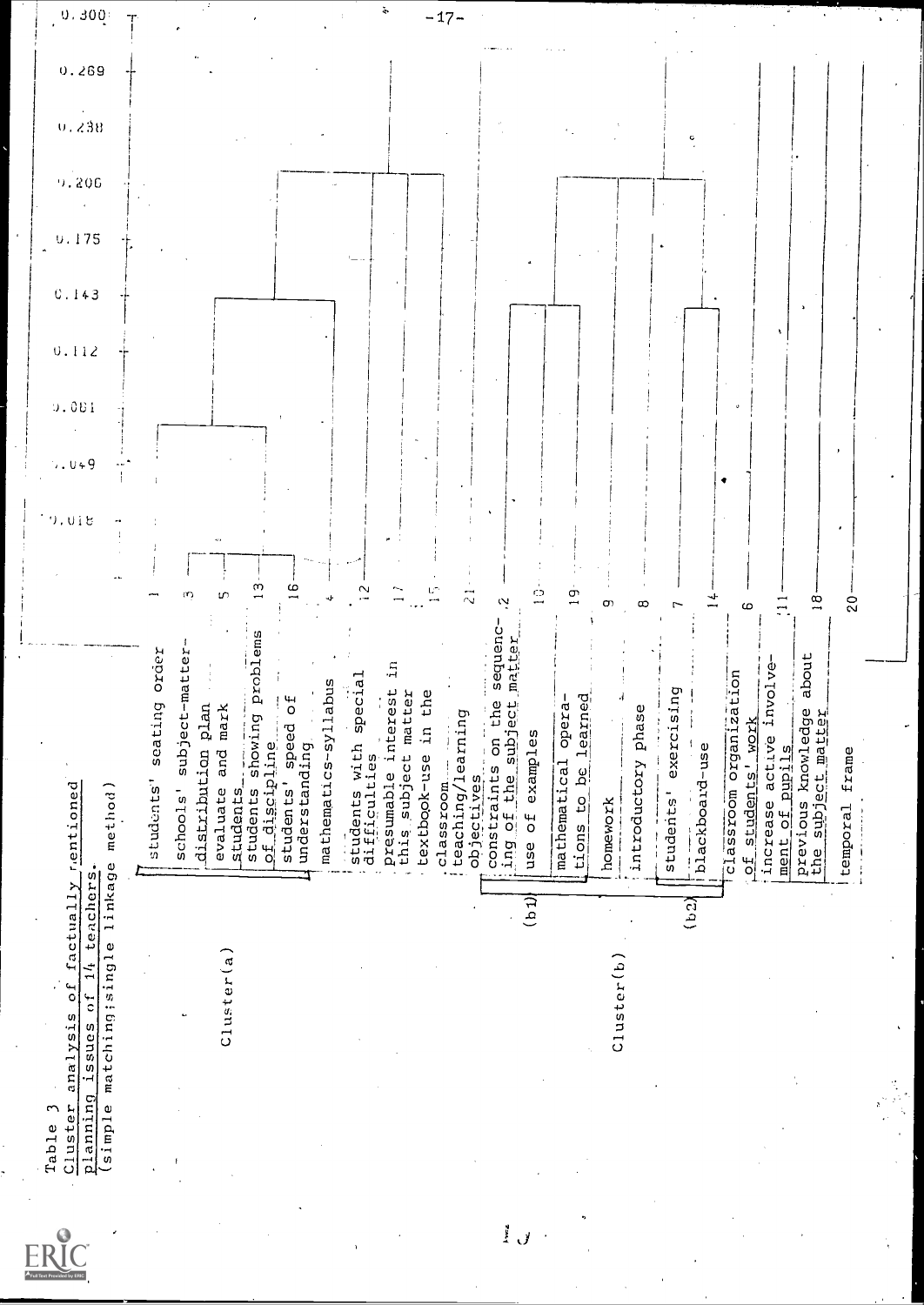Table 3
Cluster analysis of factually mentioned planning issues of 14 teachers.
(simple matching; single linkage method)

Scale: 0.300, 0.269, 0.238, 0.206, 0.175, 0.143, 0.112, 0.081, 0.049, 0.018

Cluster(a)

- 1 students' seating order
- 3 schools' subject-matter-distribution plan
- 5 evaluate and mark students
- 13 students showing problems of discipline
- 16 students' speed of understanding
- 4 mathematics-syllabus
- 12 students with special difficulties
- 17 presumable interest in this subject matter
- 15 textbook-use in the classroom
- 21 teaching/learning objectives

Cluster(b)

(b1)

- 2 constraints on the sequencing of the subject matter
- 10 use of examples
- 19 mathematical operations to be learned

(b2)

- 9 homework
- 8 introductory phase
- 7 students' exercising
- 14 blackboard-use

Other items:

- 6 classroom organization of students' work
- 11 increase active involvement of pupils
- 18 previous knowledge about the subject matter
- 20 temporal frame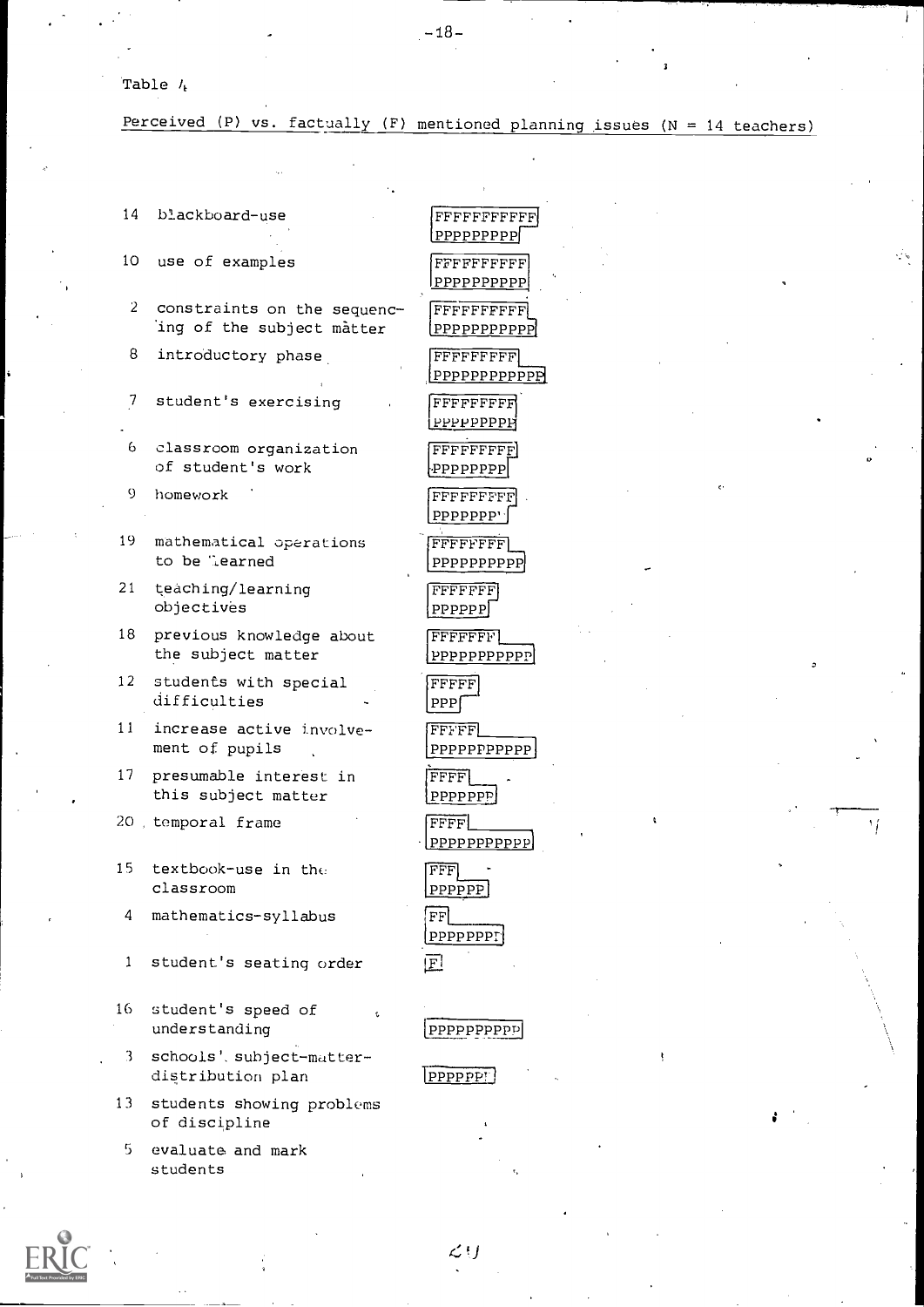Table 4

Perceived (P) vs. factually (F) mentioned planning issues (N = 14 teachers)

| No. | Planning issue | F / P |
|---|---|---|
| 14 | blackboard-use | FFFFFFFFFFF<br>PPPPPPPPP |
| 10 | use of examples | FFFFFFFFFF<br>PPPPPPPPPP |
| 2 | constraints on the sequencing of the subject matter | FFFFFFFFFF<br>PPPPPPPPPPP |
| 8 | introductory phase | FFFFFFFFF<br>PPPPPPPPPPPP |
| 7 | student's exercising | FFFFFFFFF<br>PPPPPPPPP |
| 6 | classroom organization of student's work | FFFFFFFFF<br>PPPPPPPP |
| 9 | homework | FFFFFFFFF<br>PPPPPPP |
| 19 | mathematical operations to be learned | FFFFFFFF<br>PPPPPPPPPP |
| 21 | teaching/learning objectives | FFFFFFF<br>PPPPPP |
| 18 | previous knowledge about the subject matter | FFFFFFF<br>PPPPPPPPPPP |
| 12 | students with special difficulties | FFFFF<br>PPP |
| 11 | increase active involvement of pupils | FFFFF<br>PPPPPPPPPPP |
| 17 | presumable interest in this subject matter | FFFF<br>PPPPPPP |
| 20 | temporal frame | FFFF<br>PPPPPPPPPPP |
| 15 | textbook-use in the classroom | FFF<br>PPPPPP |
| 4 | mathematics-syllabus | FF<br>PPPPPPPP |
| 1 | student's seating order | F |
| 16 | student's speed of understanding | PPPPPPPPPP |
| 3 | schools' subject-matter-distribution plan | PPPPPPP |
| 13 | students showing problems of discipline | |
| 5 | evaluate and mark students | |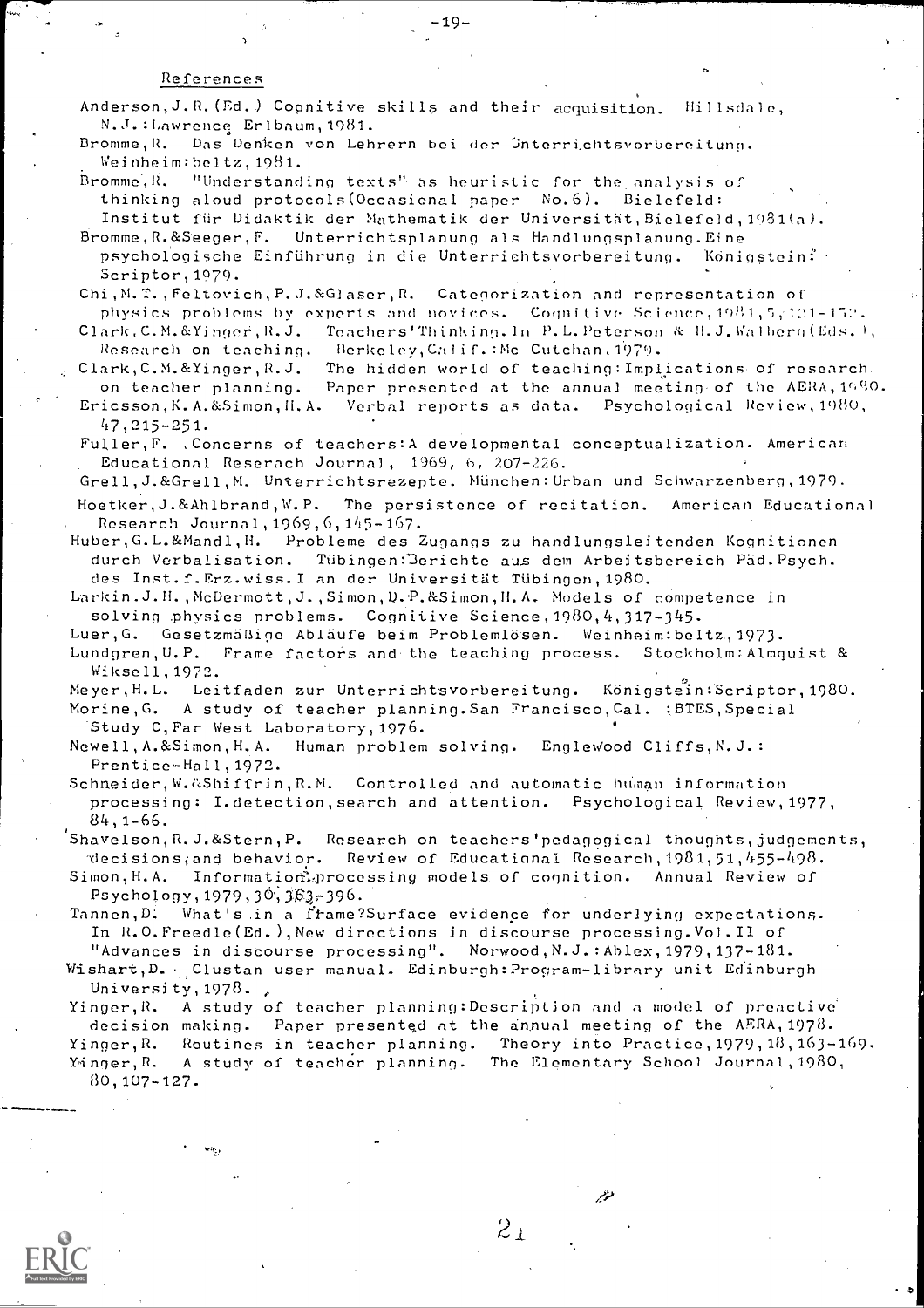## References

Anderson, J.R. (Ed.) Cognitive skills and their acquisition. Hillsdale, N.J.: Lawrence Erlbaum, 1981.

Bromme, R. Das Denken von Lehrern bei der Unterrichtsvorbereitung. Weinheim: beltz, 1981.

Bromme, R. "Understanding texts" as heuristic for the analysis of thinking aloud protocols (Occasional paper No.6). Bielefeld: Institut für Didaktik der Mathematik der Universität, Bielefeld, 1981(a).

Bromme, R. & Seeger, F. Unterrichtsplanung als Handlungsplanung. Eine psychologische Einführung in die Unterrichtsvorbereitung. Königstein: Scriptor, 1979.

Chi, M.T., Feltovich, P.J. & Glaser, R. Categorization and representation of physics problems by experts and novices. Cognitive Science, 1981, 5, 121-152.

Clark, C.M. & Yinger, R.J. Teachers' Thinking. In P.L. Peterson & H.J. Walberg (Eds.), Research on teaching. Berkeley, Calif.: Mc Cutchan, 1979.

Clark, C.M. & Yinger, R.J. The hidden world of teaching: Implications of research on teacher planning. Paper presented at the annual meeting of the AERA, 1980.

Ericsson, K.A. & Simon, H.A. Verbal reports as data. Psychological Review, 1980, 87, 215-251.

Fuller, F. Concerns of teachers: A developmental conceptualization. American Educational Reserach Journal, 1969, 6, 207-226.

Grell, J. & Grell, M. Unterrichtsrezepte. München: Urban und Schwarzenberg, 1979.

Hoetker, J. & Ahlbrand, W.P. The persistence of recitation. American Educational Research Journal, 1969, 6, 145-167.

Huber, G.L. & Mandl, H. Probleme des Zugangs zu handlungsleitenden Kognitionen durch Verbalisation. Tübingen: Berichte aus dem Arbeitsbereich Päd.Psych. des Inst.f.Erz.wiss.I an der Universität Tübingen, 1980.

Larkin, J.H., McDermott, J., Simon, D.P. & Simon, H.A. Models of competence in solving physics problems. Cognitive Science, 1980, 4, 317-345.

Luer, G. Gesetzmäßige Abläufe beim Problemlösen. Weinheim: beltz, 1973.

Lundgren, U.P. Frame factors and the teaching process. Stockholm: Almquist & Wiksell, 1972.

Meyer, H.L. Leitfaden zur Unterrichtsvorbereitung. Königstein: Scriptor, 1980.

Morine, G. A study of teacher planning. San Francisco, Cal. : BTES, Special Study C, Far West Laboratory, 1976.

Newell, A. & Simon, H.A. Human problem solving. Englewood Cliffs, N.J.: Prentice-Hall, 1972.

Schneider, W. & Shiffrin, R.M. Controlled and automatic human information processing: I. detection, search and attention. Psychological Review, 1977, 84, 1-66.

Shavelson, R.J. & Stern, P. Research on teachers' pedagogical thoughts, judgements, decisions, and behavior. Review of Educational Research, 1981, 51, 455-498.

Simon, H.A. Information-processing models of cognition. Annual Review of Psychology, 1979, 30, 363-396.

Tannen, D. What's in a frame? Surface evidence for underlying expectations. In R.O. Freedle (Ed.), New directions in discourse processing. Vol. II of "Advances in discourse processing". Norwood, N.J.: Ablex, 1979, 137-181.

Wishart, D. Clustan user manual. Edinburgh: Program-library unit Edinburgh University, 1978.

Yinger, R. A study of teacher planning: Description and a model of preactive decision making. Paper presented at the annual meeting of the AERA, 1978.

Yinger, R. Routines in teacher planning. Theory into Practice, 1979, 18, 163-169.

Yinger, R. A study of teacher planning. The Elementary School Journal, 1980, 80, 107-127.